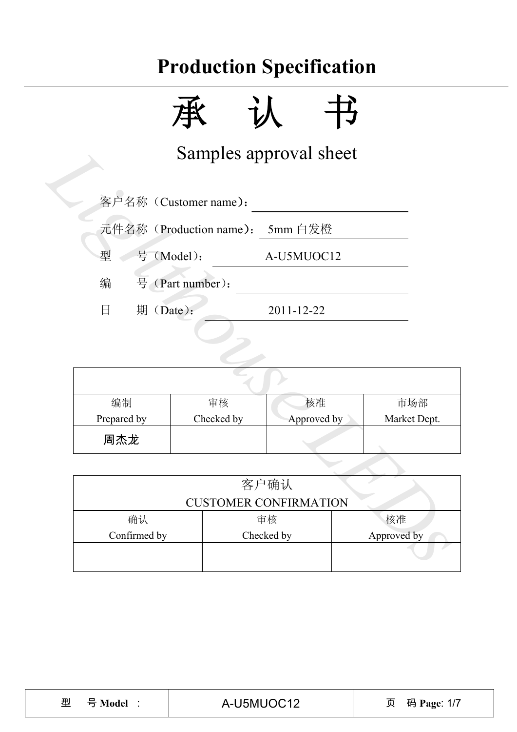# Production Specification

# 承　认　书

## Samples approval sheet

客户名称（Customer name）：

元件名称（Production name）： 5mm 白发橙

型　　号（Model）： A-U5MUOC12

编　　号（Part number）：

日　　期（Date）： 2011-12-22

| | | | |
|---|---|---|---|
| 编制<br>Prepared by | 审核<br>Checked by | 核准<br>Approved by | 市场部<br>Market Dept. |
| 周杰龙 | | | |

| 客户确认<br>CUSTOMER CONFIRMATION | | |
|---|---|---|
| 确认<br>Confirmed by | 审核<br>Checked by | 核准<br>Approved by |
| | | |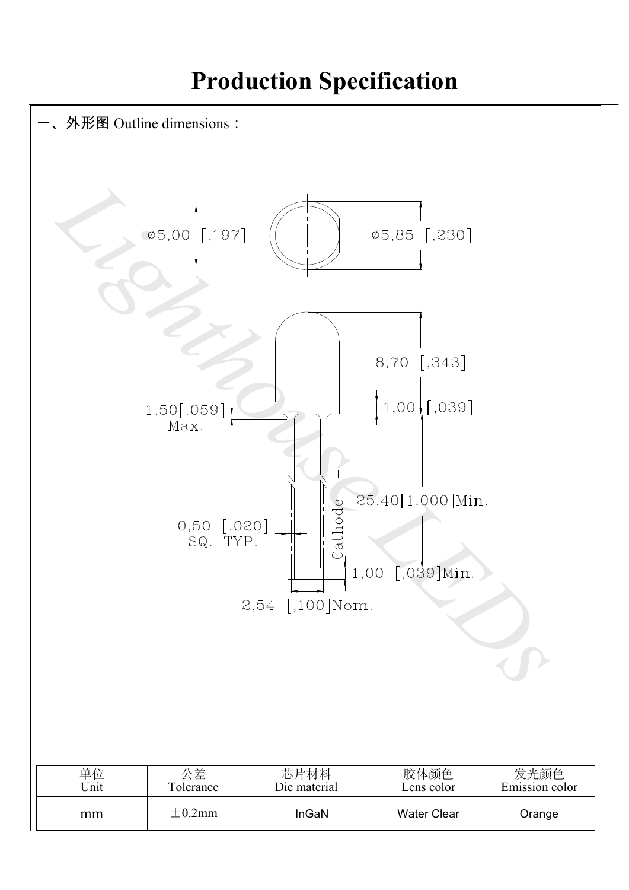# Production Specification

## 一、外形图 Outline dimensions：

ø5,00 [,197]

ø5,85 [,230]

8,70 [,343]

1.50[.059] Max.

1,00 [,039]

25.40[1.000]Min.

0,50 [,020] SQ. TYP.

Cathode

1,00 [,039]Min.

2,54 [,100]Nom.

| 单位 Unit | 公差 Tolerance | 芯片材料 Die material | 胶体颜色 Lens color | 发光颜色 Emission color |
|---|---|---|---|---|
| mm | ±0.2mm | InGaN | Water Clear | Orange |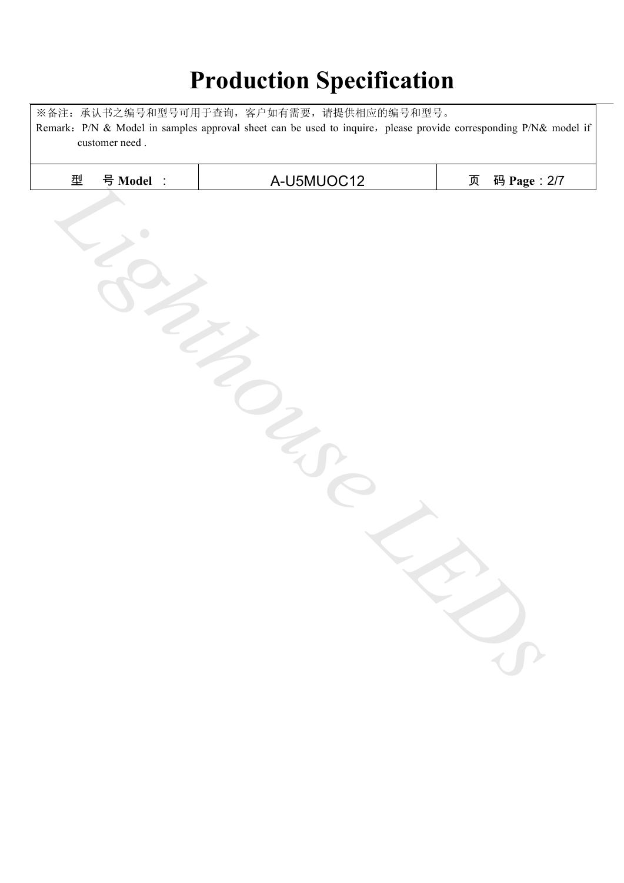# Production Specification

| ※备注：承认书之编号和型号可用于查询，客户如有需要，请提供相应的编号和型号。<br>Remark：P/N & Model in samples approval sheet can be used to inquire，please provide corresponding P/N& model if customer need . | | |
|---|---|---|
| 型　号 **Model** ： | A-U5MUOC12 | 页　码 **Page**：2/7 |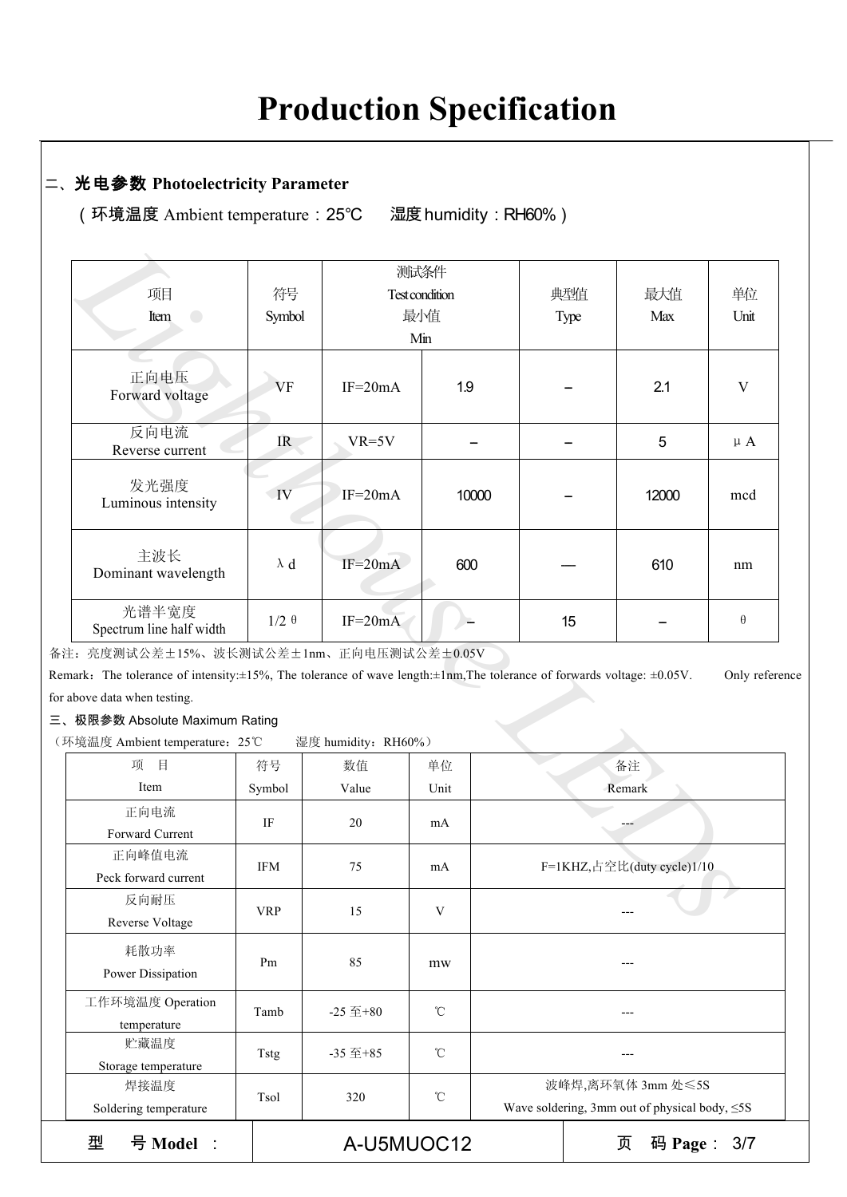# Production Specification

## 二、光电参数 Photoelectricity Parameter

（环境温度 Ambient temperature：25℃　　湿度 humidity：RH60%）

| 项目<br>Item | 符号<br>Symbol | 测试条件<br>Test condition | 最小值<br>Min | 典型值<br>Type | 最大值<br>Max | 单位<br>Unit |
|---|---|---|---|---|---|---|
| 正向电压<br>Forward voltage | VF | IF=20mA | 1.9 | – | 2.1 | V |
| 反向电流<br>Reverse current | IR | VR=5V | – | – | 5 | μA |
| 发光强度<br>Luminous intensity | IV | IF=20mA | 10000 | – | 12000 | mcd |
| 主波长<br>Dominant wavelength | λd | IF=20mA | 600 | — | 610 | nm |
| 光谱半宽度<br>Spectrum line half width | 1/2 θ | IF=20mA | – | 15 | – | θ |

备注：亮度测试公差±15%、波长测试公差±1nm、正向电压测试公差±0.05V

Remark：The tolerance of intensity:±15%, The tolerance of wave length:±1nm,The tolerance of forwards voltage: ±0.05V.　　Only reference for above data when testing.

## 三、极限参数 Absolute Maximum Rating

（环境温度 Ambient temperature：25℃　　湿度 humidity：RH60%）

| 项　目<br>Item | 符号<br>Symbol | 数值<br>Value | 单位<br>Unit | 备注<br>Remark |
|---|---|---|---|---|
| 正向电流<br>Forward Current | IF | 20 | mA | --- |
| 正向峰值电流<br>Peck forward current | IFM | 75 | mA | F=1KHZ,占空比(duty cycle)1/10 |
| 反向耐压<br>Reverse Voltage | VRP | 15 | V | --- |
| 耗散功率<br>Power Dissipation | Pm | 85 | mw | --- |
| 工作环境温度 Operation temperature | Tamb | -25 至+80 | ℃ | --- |
| 贮藏温度<br>Storage temperature | Tstg | -35 至+85 | ℃ | --- |
| 焊接温度<br>Soldering temperature | Tsol | 320 | ℃ | 波峰焊,离环氧体 3mm 处≤5S<br>Wave soldering, 3mm out of physical body, ≤5S |

| 型　号 Model： | A-U5MUOC12 | 页　码 Page：3/7 |
|---|---|---|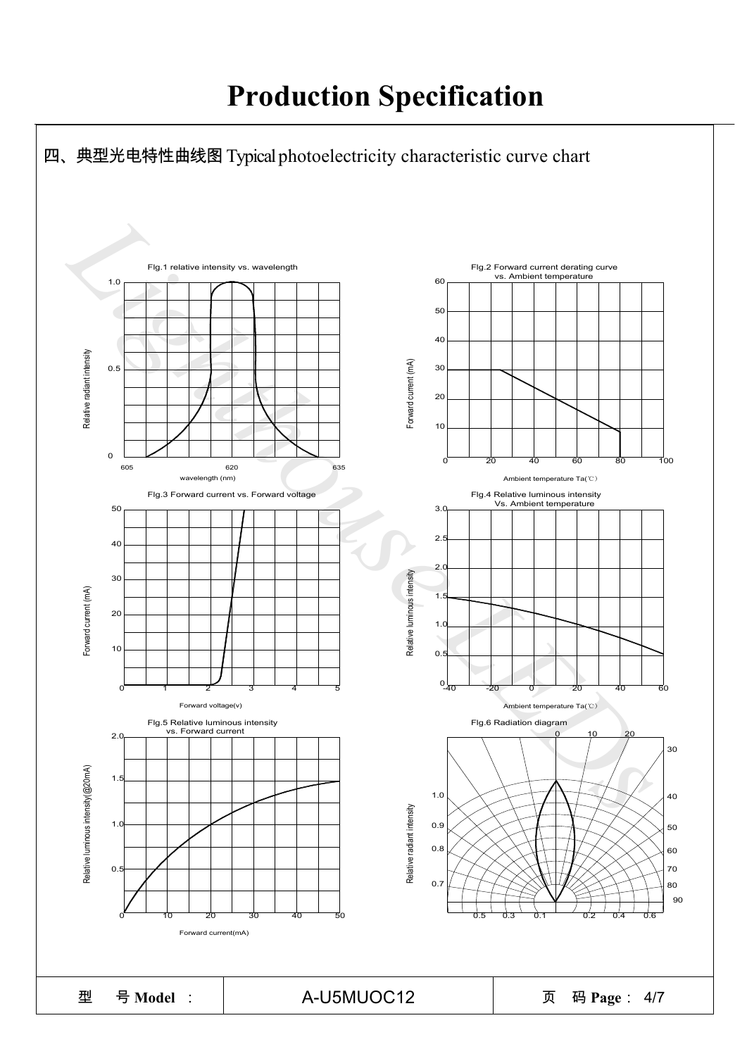# Production Specification

## 四、典型光电特性曲线图 Typical photoelectricity characteristic curve chart

FIg.1 relative intensity vs. wavelength

FIg.2 Forward current derating curve vs. Ambient temperature

FIg.3 Forward current vs. Forward voltage

FIg.4 Relative luminous intensity Vs. Ambient temperature

FIg.5 Relative luminous intensity vs. Forward current

FIg.6 Radiation diagram

| 型　号 Model ： | A-U5MUOC12 | 页　码 Page： 4/7 |
| --- | --- | --- |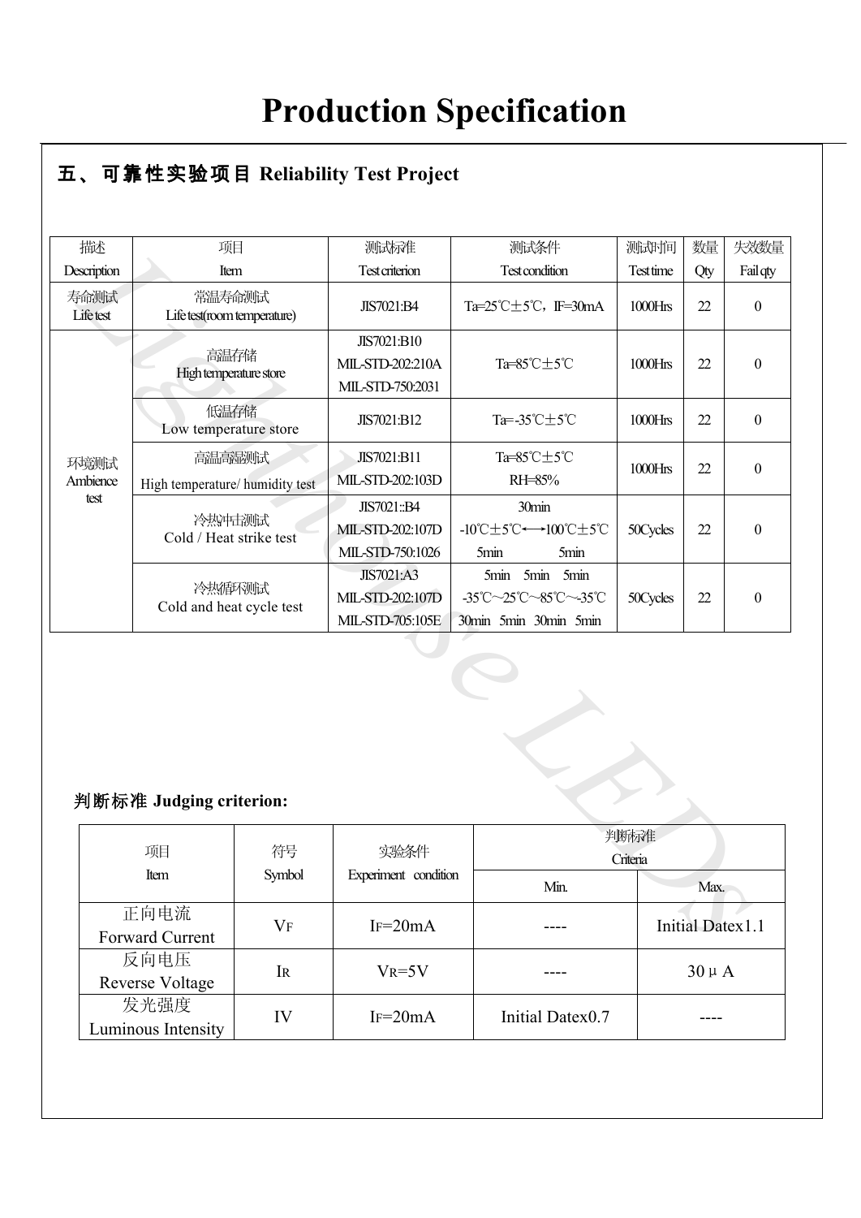# Production Specification

## 五、可靠性实验项目 Reliability Test Project

| 描述<br>Description | 项目<br>Item | 测试标准<br>Test criterion | 测试条件<br>Test condition | 测试时间<br>Test time | 数量<br>Qty | 失效数量<br>Fail qty |
|---|---|---|---|---|---|---|
| 寿命测试<br>Life test | 常温寿命测试<br>Life test(room temperature) | JIS7021:B4 | Ta=25℃±5℃，IF=30mA | 1000Hrs | 22 | 0 |
| 环境测试<br>Ambience test | 高温存储<br>High temperature store | JIS7021:B10<br>MIL-STD-202:210A<br>MIL-STD-750:2031 | Ta=85℃±5℃ | 1000Hrs | 22 | 0 |
| | 低温存储<br>Low temperature store | JIS7021:B12 | Ta=-35℃±5℃ | 1000Hrs | 22 | 0 |
| | 高温高湿测试<br>High temperature/ humidity test | JIS7021:B11<br>MIL-STD-202:103D | Ta=85℃±5℃<br>RH=85% | 1000Hrs | 22 | 0 |
| | 冷热冲击测试<br>Cold / Heat strike test | JIS7021::B4<br>MIL-STD-202:107D<br>MIL-STD-750:1026 | 30min<br>-10℃±5℃←→100℃±5℃<br>5min 5min | 50Cycles | 22 | 0 |
| | 冷热循环测试<br>Cold and heat cycle test | JIS7021:A3<br>MIL-STD-202:107D<br>MIL-STD-705:105E | 5min 5min 5min<br>-35℃~25℃~85℃~-35℃<br>30min 5min 30min 5min | 50Cycles | 22 | 0 |

### 判断标准 Judging criterion:

| 项目<br>Item | 符号<br>Symbol | 实验条件<br>Experiment condition | 判断标准<br>Criteria | |
|---|---|---|---|---|
| | | | Min. | Max. |
| 正向电流<br>Forward Current | $V_F$ | $I_F$=20mA | ---- | Initial Datex1.1 |
| 反向电压<br>Reverse Voltage | $I_R$ | $V_R$=5V | ---- | 30μA |
| 发光强度<br>Luminous Intensity | IV | $I_F$=20mA | Initial Datex0.7 | ---- |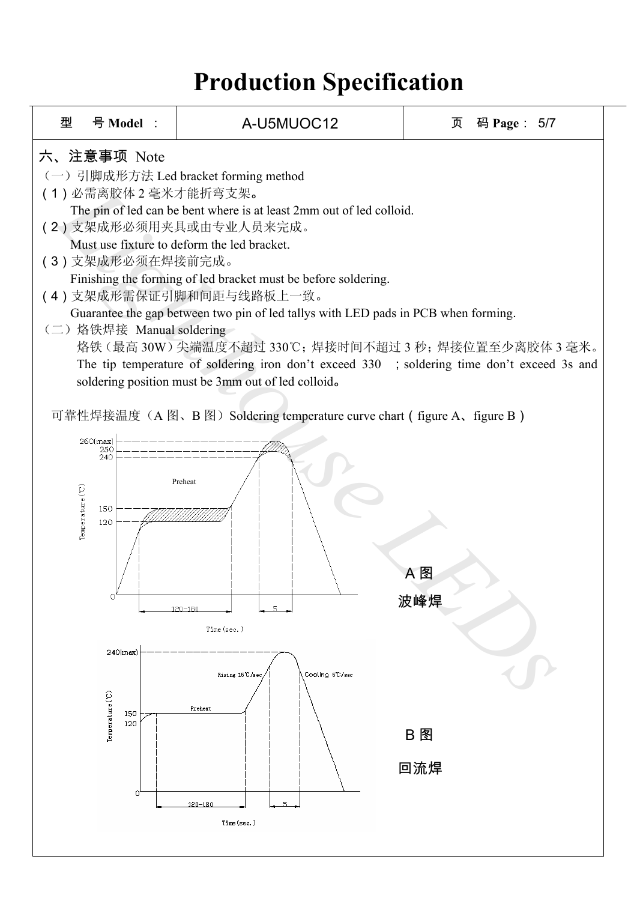# Production Specification

| 型　　号 Model ： | A-U5MUOC12 | 页　码 Page： 5/7 |
|---|---|---|

## 六、注意事项 Note

（一）引脚成形方法 Led bracket forming method

(1) 必需离胶体 2 毫米才能折弯支架。
The pin of led can be bent where is at least 2mm out of led colloid.

(2) 支架成形必须用夹具或由专业人员来完成。
Must use fixture to deform the led bracket.

(3) 支架成形必须在焊接前完成。
Finishing the forming of led bracket must be before soldering.

(4) 支架成形需保证引脚和间距与线路板上一致。
Guarantee the gap between two pin of led tallys with LED pads in PCB when forming.

（二）烙铁焊接 Manual soldering

烙铁（最高 30W）尖端温度不超过 330℃；焊接时间不超过 3 秒；焊接位置至少离胶体 3 毫米。
The tip temperature of soldering iron don't exceed 330 ; soldering time don't exceed 3s and soldering position must be 3mm out of led colloid。

可靠性焊接温度（A 图、B 图）Soldering temperature curve chart ( figure A、figure B )

A 图
波峰焊

B 图
回流焊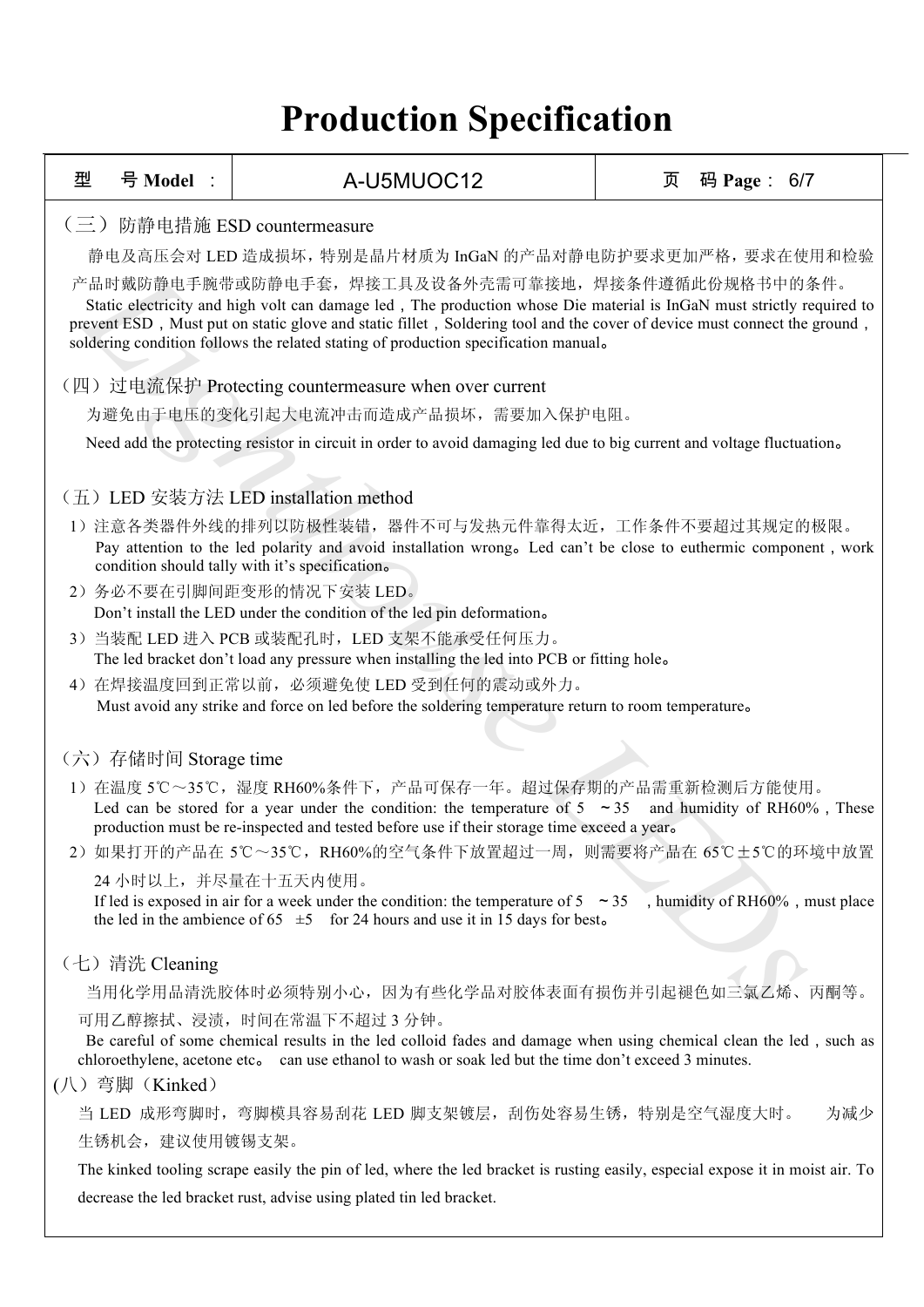# Production Specification

| 型　号 Model ： | A-U5MUOC12 | 页　码 Page： 6/7 |
|---|---|---|

（三）防静电措施 ESD countermeasure

静电及高压会对 LED 造成损坏，特别是晶片材质为 InGaN 的产品对静电防护要求更加严格，要求在使用和检验产品时戴防静电手腕带或防静电手套，焊接工具及设备外壳需可靠接地，焊接条件遵循此份规格书中的条件。

Static electricity and high volt can damage led，The production whose Die material is InGaN must strictly required to prevent ESD，Must put on static glove and static fillet，Soldering tool and the cover of device must connect the ground，soldering condition follows the related stating of production specification manual。

（四）过电流保护 Protecting countermeasure when over current

为避免由于电压的变化引起大电流冲击而造成产品损坏，需要加入保护电阻。

Need add the protecting resistor in circuit in order to avoid damaging led due to big current and voltage fluctuation。

（五）LED 安装方法 LED installation method

1）注意各类器件外线的排列以防极性装错，器件不可与发热元件靠得太近，工作条件不要超过其规定的极限。
Pay attention to the led polarity and avoid installation wrong。Led can't be close to euthermic component，work condition should tally with it's specification。

2）务必不要在引脚间距变形的情况下安装 LED。
Don't install the LED under the condition of the led pin deformation。

3）当装配 LED 进入 PCB 或装配孔时，LED 支架不能承受任何压力。
The led bracket don't load any pressure when installing the led into PCB or fitting hole。

4）在焊接温度回到正常以前，必须避免使 LED 受到任何的震动或外力。
Must avoid any strike and force on led before the soldering temperature return to room temperature。

（六）存储时间 Storage time

1）在温度 5℃～35℃，湿度 RH60%条件下，产品可保存一年。超过保存期的产品需重新检测后方能使用。
Led can be stored for a year under the condition: the temperature of 5 ～35 and humidity of RH60%，These production must be re-inspected and tested before use if their storage time exceed a year。

2）如果打开的产品在 5℃～35℃，RH60%的空气条件下放置超过一周，则需要将产品在 65℃±5℃的环境中放置 24 小时以上，并尽量在十五天内使用。
If led is exposed in air for a week under the condition: the temperature of 5 ～35 ，humidity of RH60%，must place the led in the ambience of 65 ±5 for 24 hours and use it in 15 days for best。

（七）清洗 Cleaning

当用化学用品清洗胶体时必须特别小心，因为有些化学品对胶体表面有损伤并引起褪色如三氯乙烯、丙酮等。可用乙醇擦拭、浸渍，时间在常温下不超过 3 分钟。

Be careful of some chemical results in the led colloid fades and damage when using chemical clean the led，such as chloroethylene, acetone etc。 can use ethanol to wash or soak led but the time don't exceed 3 minutes.

(八）弯脚（Kinked）

当 LED 成形弯脚时，弯脚模具容易刮花 LED 脚支架镀层，刮伤处容易生锈，特别是空气湿度大时。 为减少生锈机会，建议使用镀锡支架。

The kinked tooling scrape easily the pin of led, where the led bracket is rusting easily, especial expose it in moist air. To decrease the led bracket rust, advise using plated tin led bracket.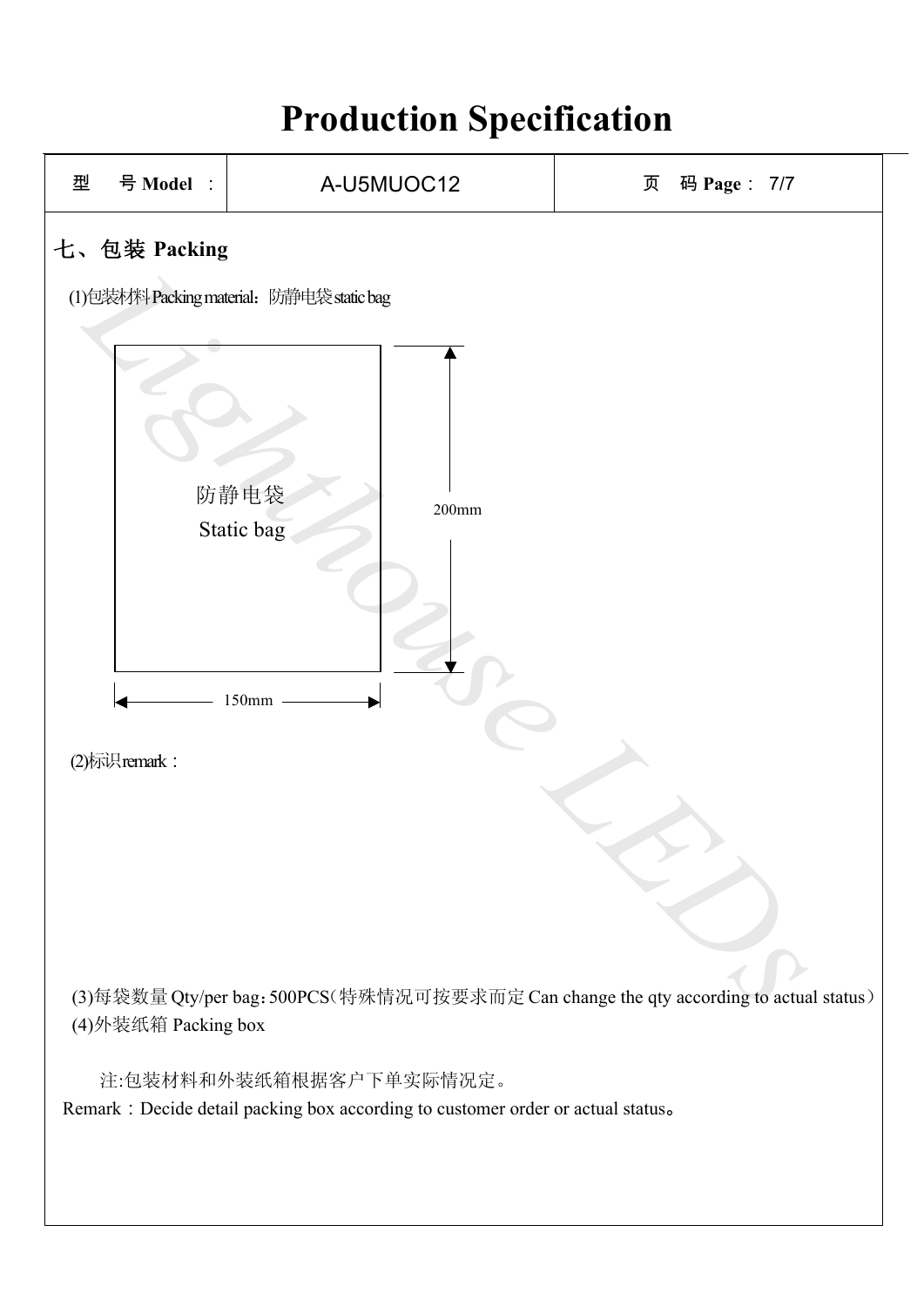# Production Specification

| 型　号 Model ： | A-U5MUOC12 | 页　码 Page： 7/7 |
|---|---|---|

## 七、包装 Packing

(1)包装材料Packing material：防静电袋static bag

防静电袋
Static bag

200mm

150mm

(2)标识remark：

(3)每袋数量 Qty/per bag：500PCS（特殊情况可按要求而定 Can change the qty according to actual status）
(4)外装纸箱 Packing box

注:包装材料和外装纸箱根据客户下单实际情况定。
Remark：Decide detail packing box according to customer order or actual status。